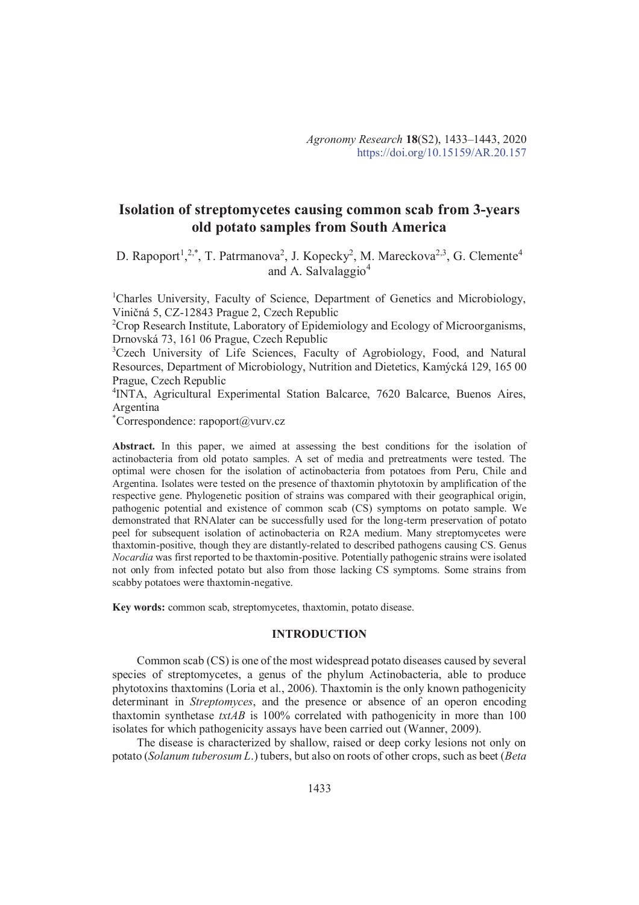# Isolation of streptomycetes causing common scab from 3-years old potato samples from South America

D. Rapoport[1,2,*], T. Patrmanova[2], J. Kopecky[2], M. Mareckova[2,3], G. Clemente[4] and A. Salvalaggio[4]

[1]Charles University, Faculty of Science, Department of Genetics and Microbiology, Viničná 5, CZ-12843 Prague 2, Czech Republic

[2]Crop Research Institute, Laboratory of Epidemiology and Ecology of Microorganisms, Drnovská 73, 161 06 Prague, Czech Republic

[3]Czech University of Life Sciences, Faculty of Agrobiology, Food, and Natural Resources, Department of Microbiology, Nutrition and Dietetics, Kamýcká 129, 165 00 Prague, Czech Republic

[4]INTA, Agricultural Experimental Station Balcarce, 7620 Balcarce, Buenos Aires, Argentina

[*]Correspondence: rapoport@vurv.cz

**Abstract.** In this paper, we aimed at assessing the best conditions for the isolation of actinobacteria from old potato samples. A set of media and pretreatments were tested. The optimal were chosen for the isolation of actinobacteria from potatoes from Peru, Chile and Argentina. Isolates were tested on the presence of thaxtomin phytotoxin by amplification of the respective gene. Phylogenetic position of strains was compared with their geographical origin, pathogenic potential and existence of common scab (CS) symptoms on potato sample. We demonstrated that RNAlater can be successfully used for the long-term preservation of potato peel for subsequent isolation of actinobacteria on R2A medium. Many streptomycetes were thaxtomin-positive, though they are distantly-related to described pathogens causing CS. Genus *Nocardia* was first reported to be thaxtomin-positive. Potentially pathogenic strains were isolated not only from infected potato but also from those lacking CS symptoms. Some strains from scabby potatoes were thaxtomin-negative.

**Key words:** common scab, streptomycetes, thaxtomin, potato disease.

## INTRODUCTION

Common scab (CS) is one of the most widespread potato diseases caused by several species of streptomycetes, a genus of the phylum Actinobacteria, able to produce phytotoxins thaxtomins (Loria et al., 2006). Thaxtomin is the only known pathogenicity determinant in *Streptomyces*, and the presence or absence of an operon encoding thaxtomin synthetase *txtAB* is 100% correlated with pathogenicity in more than 100 isolates for which pathogenicity assays have been carried out (Wanner, 2009).

The disease is characterized by shallow, raised or deep corky lesions not only on potato (*Solanum tuberosum L.*) tubers, but also on roots of other crops, such as beet (*Beta*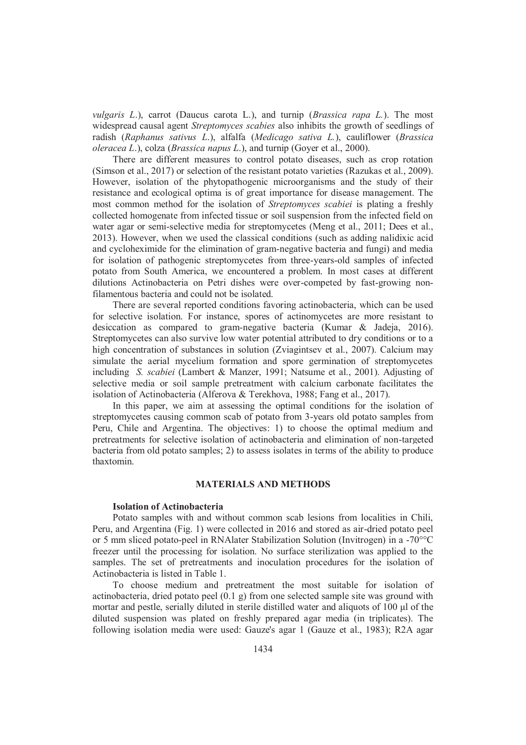*vulgaris L.*), carrot (Daucus carota L.), and turnip (*Brassica rapa L.*). The most widespread causal agent *Streptomyces scabies* also inhibits the growth of seedlings of radish (*Raphanus sativus L.*), alfalfa (*Medicago sativa L.*), cauliflower (*Brassica oleracea L.*), colza (*Brassica napus L.*), and turnip (Goyer et al., 2000).

There are different measures to control potato diseases, such as crop rotation (Simson et al., 2017) or selection of the resistant potato varieties (Razukas et al., 2009). However, isolation of the phytopathogenic microorganisms and the study of their resistance and ecological optima is of great importance for disease management. The most common method for the isolation of *Streptomyces scabiei* is plating a freshly collected homogenate from infected tissue or soil suspension from the infected field on water agar or semi-selective media for streptomycetes (Meng et al., 2011; Dees et al., 2013). However, when we used the classical conditions (such as adding nalidixic acid and cycloheximide for the elimination of gram-negative bacteria and fungi) and media for isolation of pathogenic streptomycetes from three-years-old samples of infected potato from South America, we encountered a problem. In most cases at different dilutions Actinobacteria on Petri dishes were over-competed by fast-growing non-filamentous bacteria and could not be isolated.

There are several reported conditions favoring actinobacteria, which can be used for selective isolation. For instance, spores of actinomycetes are more resistant to desiccation as compared to gram-negative bacteria (Kumar & Jadeja, 2016). Streptomycetes can also survive low water potential attributed to dry conditions or to a high concentration of substances in solution (Zviagintsev et al., 2007). Calcium may simulate the aerial mycelium formation and spore germination of streptomycetes including *S. scabiei* (Lambert & Manzer, 1991; Natsume et al., 2001). Adjusting of selective media or soil sample pretreatment with calcium carbonate facilitates the isolation of Actinobacteria (Alferova & Terekhova, 1988; Fang et al., 2017).

In this paper, we aim at assessing the optimal conditions for the isolation of streptomycetes causing common scab of potato from 3-years old potato samples from Peru, Chile and Argentina. The objectives: 1) to choose the optimal medium and pretreatments for selective isolation of actinobacteria and elimination of non-targeted bacteria from old potato samples; 2) to assess isolates in terms of the ability to produce thaxtomin.

## MATERIALS AND METHODS

### Isolation of Actinobacteria

Potato samples with and without common scab lesions from localities in Chili, Peru, and Argentina (Fig. 1) were collected in 2016 and stored as air-dried potato peel or 5 mm sliced potato-peel in RNAlater Stabilization Solution (Invitrogen) in a -70°°C freezer until the processing for isolation. No surface sterilization was applied to the samples. The set of pretreatments and inoculation procedures for the isolation of Actinobacteria is listed in Table 1.

To choose medium and pretreatment the most suitable for isolation of actinobacteria, dried potato peel (0.1 g) from one selected sample site was ground with mortar and pestle, serially diluted in sterile distilled water and aliquots of 100 µl of the diluted suspension was plated on freshly prepared agar media (in triplicates). The following isolation media were used: Gauze's agar 1 (Gauze et al., 1983); R2A agar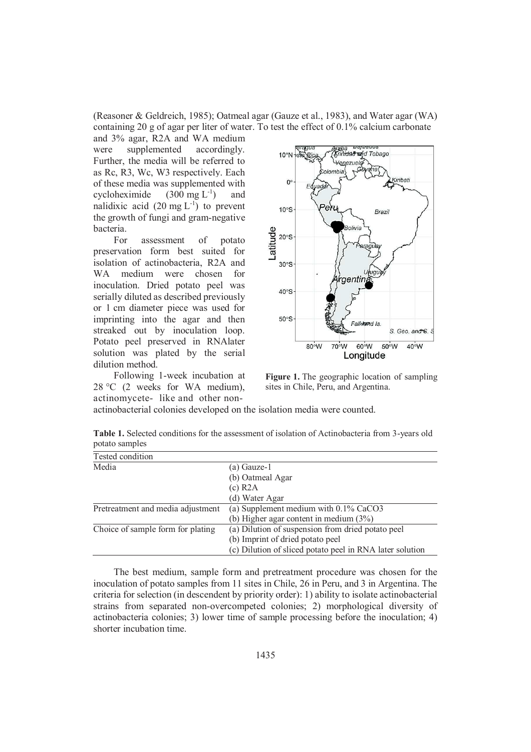(Reasoner & Geldreich, 1985); Oatmeal agar (Gauze et al., 1983), and Water agar (WA) containing 20 g of agar per liter of water. To test the effect of 0.1% calcium carbonate and 3% agar, R2A and WA medium were supplemented accordingly. Further, the media will be referred to as Rc, R3, Wc, W3 respectively. Each of these media was supplemented with cycloheximide (300 mg $L^{-1}$) and nalidixic acid (20 mg $L^{-1}$) to prevent the growth of fungi and gram-negative bacteria.

For assessment of potato preservation form best suited for isolation of actinobacteria, R2A and WA medium were chosen for inoculation. Dried potato peel was serially diluted as described previously or 1 cm diameter piece was used for imprinting into the agar and then streaked out by inoculation loop. Potato peel preserved in RNAlater solution was plated by the serial dilution method.

Following 1-week incubation at 28 °C (2 weeks for WA medium), actinomycete- like and other non-actinobacterial colonies developed on the isolation media were counted.

**Figure 1.** The geographic location of sampling sites in Chile, Peru, and Argentina.

**Table 1.** Selected conditions for the assessment of isolation of Actinobacteria from 3-years old potato samples

| Tested condition | |
|---|---|
| Media | (a) Gauze-1 |
| | (b) Oatmeal Agar |
| | (c) R2A |
| | (d) Water Agar |
| Pretreatment and media adjustment | (a) Supplement medium with 0.1% $CaCO_3$ |
| | (b) Higher agar content in medium (3%) |
| Choice of sample form for plating | (a) Dilution of suspension from dried potato peel |
| | (b) Imprint of dried potato peel |
| | (c) Dilution of sliced potato peel in RNA later solution |

The best medium, sample form and pretreatment procedure was chosen for the inoculation of potato samples from 11 sites in Chile, 26 in Peru, and 3 in Argentina. The criteria for selection (in descendent by priority order): 1) ability to isolate actinobacterial strains from separated non-overcompeted colonies; 2) morphological diversity of actinobacteria colonies; 3) lower time of sample processing before the inoculation; 4) shorter incubation time.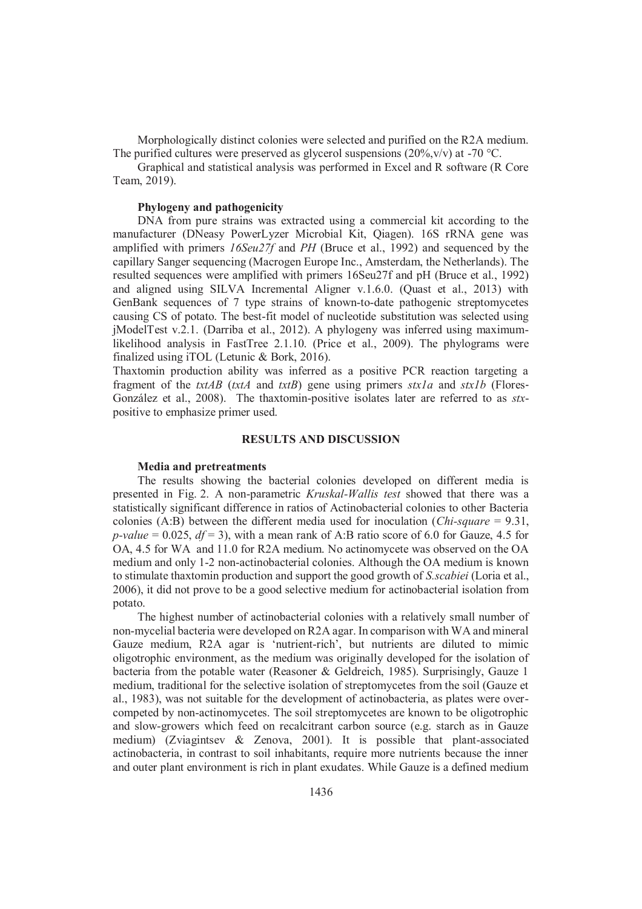Morphologically distinct colonies were selected and purified on the R2A medium. The purified cultures were preserved as glycerol suspensions (20%,v/v) at -70 °C.

Graphical and statistical analysis was performed in Excel and R software (R Core Team, 2019).

### Phylogeny and pathogenicity

DNA from pure strains was extracted using a commercial kit according to the manufacturer (DNeasy PowerLyzer Microbial Kit, Qiagen). 16S rRNA gene was amplified with primers *16Seu27f* and *PH* (Bruce et al., 1992) and sequenced by the capillary Sanger sequencing (Macrogen Europe Inc., Amsterdam, the Netherlands). The resulted sequences were amplified with primers 16Seu27f and pH (Bruce et al., 1992) and aligned using SILVA Incremental Aligner v.1.6.0. (Quast et al., 2013) with GenBank sequences of 7 type strains of known-to-date pathogenic streptomycetes causing CS of potato. The best-fit model of nucleotide substitution was selected using jModelTest v.2.1. (Darriba et al., 2012). A phylogeny was inferred using maximum-likelihood analysis in FastTree 2.1.10. (Price et al., 2009). The phylograms were finalized using iTOL (Letunic & Bork, 2016).

Thaxtomin production ability was inferred as a positive PCR reaction targeting a fragment of the *txtAB* (*txtA* and *txtB*) gene using primers *stx1a* and *stx1b* (Flores-González et al., 2008). The thaxtomin-positive isolates later are referred to as *stx*-positive to emphasize primer used.

## RESULTS AND DISCUSSION

### Media and pretreatments

The results showing the bacterial colonies developed on different media is presented in Fig. 2. A non-parametric *Kruskal-Wallis test* showed that there was a statistically significant difference in ratios of Actinobacterial colonies to other Bacteria colonies (A:B) between the different media used for inoculation (*Chi-square* = 9.31, *p-value* = 0.025, *df* = 3), with a mean rank of A:B ratio score of 6.0 for Gauze, 4.5 for OA, 4.5 for WA and 11.0 for R2A medium. No actinomycete was observed on the OA medium and only 1-2 non-actinobacterial colonies. Although the OA medium is known to stimulate thaxtomin production and support the good growth of *S.scabiei* (Loria et al., 2006), it did not prove to be a good selective medium for actinobacterial isolation from potato.

The highest number of actinobacterial colonies with a relatively small number of non-mycelial bacteria were developed on R2A agar. In comparison with WA and mineral Gauze medium, R2A agar is 'nutrient-rich', but nutrients are diluted to mimic oligotrophic environment, as the medium was originally developed for the isolation of bacteria from the potable water (Reasoner & Geldreich, 1985). Surprisingly, Gauze 1 medium, traditional for the selective isolation of streptomycetes from the soil (Gauze et al., 1983), was not suitable for the development of actinobacteria, as plates were over-competed by non-actinomycetes. The soil streptomycetes are known to be oligotrophic and slow-growers which feed on recalcitrant carbon source (e.g. starch as in Gauze medium) (Zviagintsev & Zenova, 2001). It is possible that plant-associated actinobacteria, in contrast to soil inhabitants, require more nutrients because the inner and outer plant environment is rich in plant exudates. While Gauze is a defined medium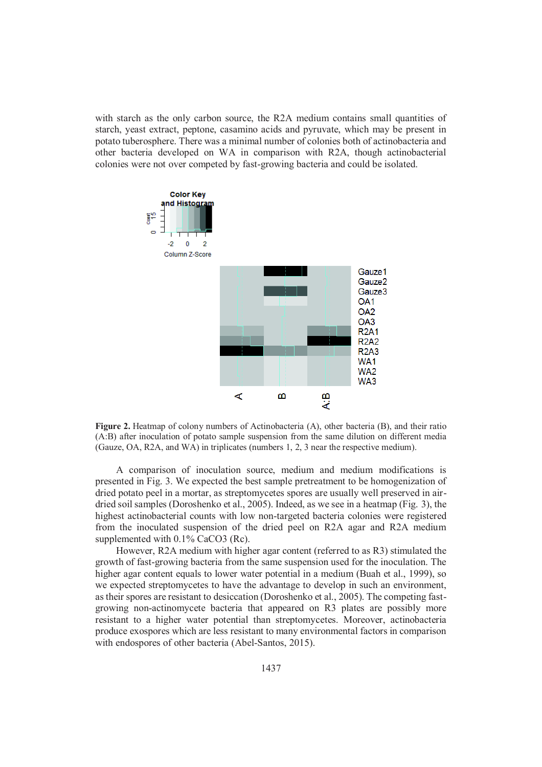with starch as the only carbon source, the R2A medium contains small quantities of starch, yeast extract, peptone, casamino acids and pyruvate, which may be present in potato tuberosphere. There was a minimal number of colonies both of actinobacteria and other bacteria developed on WA in comparison with R2A, though actinobacterial colonies were not over competed by fast-growing bacteria and could be isolated.

**Figure 2.** Heatmap of colony numbers of Actinobacteria (A), other bacteria (B), and their ratio (A:B) after inoculation of potato sample suspension from the same dilution on different media (Gauze, OA, R2A, and WA) in triplicates (numbers 1, 2, 3 near the respective medium).

A comparison of inoculation source, medium and medium modifications is presented in Fig. 3. We expected the best sample pretreatment to be homogenization of dried potato peel in a mortar, as streptomycetes spores are usually well preserved in air-dried soil samples (Doroshenko et al., 2005). Indeed, as we see in a heatmap (Fig. 3), the highest actinobacterial counts with low non-targeted bacteria colonies were registered from the inoculated suspension of the dried peel on R2A agar and R2A medium supplemented with 0.1% $CaCO_3$ (Rc).

However, R2A medium with higher agar content (referred to as R3) stimulated the growth of fast-growing bacteria from the same suspension used for the inoculation. The higher agar content equals to lower water potential in a medium (Buah et al., 1999), so we expected streptomycetes to have the advantage to develop in such an environment, as their spores are resistant to desiccation (Doroshenko et al., 2005). The competing fast-growing non-actinomycete bacteria that appeared on R3 plates are possibly more resistant to a higher water potential than streptomycetes. Moreover, actinobacteria produce exospores which are less resistant to many environmental factors in comparison with endospores of other bacteria (Abel-Santos, 2015).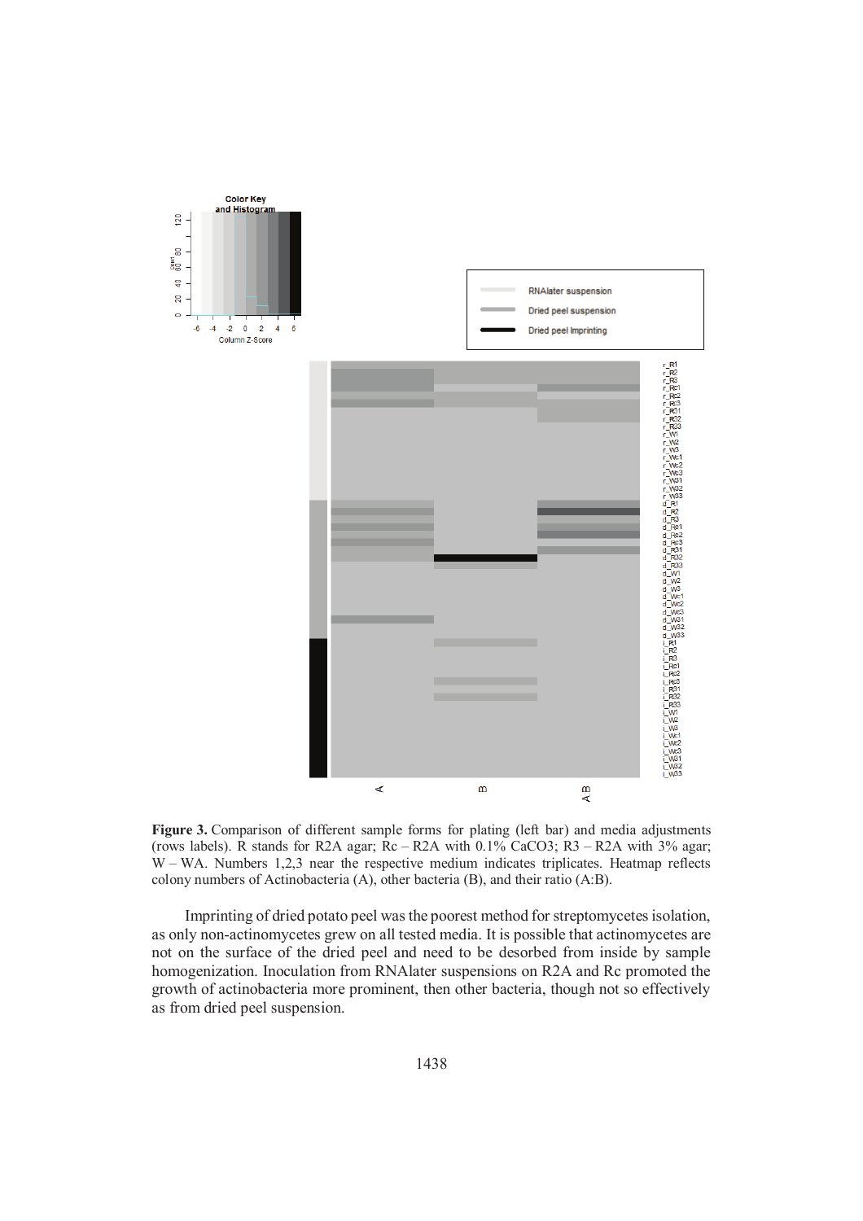**Figure 3.** Comparison of different sample forms for plating (left bar) and media adjustments (rows labels). R stands for R2A agar; Rc – R2A with 0.1% $CaCO_3$; R3 – R2A with 3% agar; W – WA. Numbers 1,2,3 near the respective medium indicates triplicates. Heatmap reflects colony numbers of Actinobacteria (A), other bacteria (B), and their ratio (A:B).

Imprinting of dried potato peel was the poorest method for streptomycetes isolation, as only non-actinomycetes grew on all tested media. It is possible that actinomycetes are not on the surface of the dried peel and need to be desorbed from inside by sample homogenization. Inoculation from RNAlater suspensions on R2A and Rc promoted the growth of actinobacteria more prominent, then other bacteria, though not so effectively as from dried peel suspension.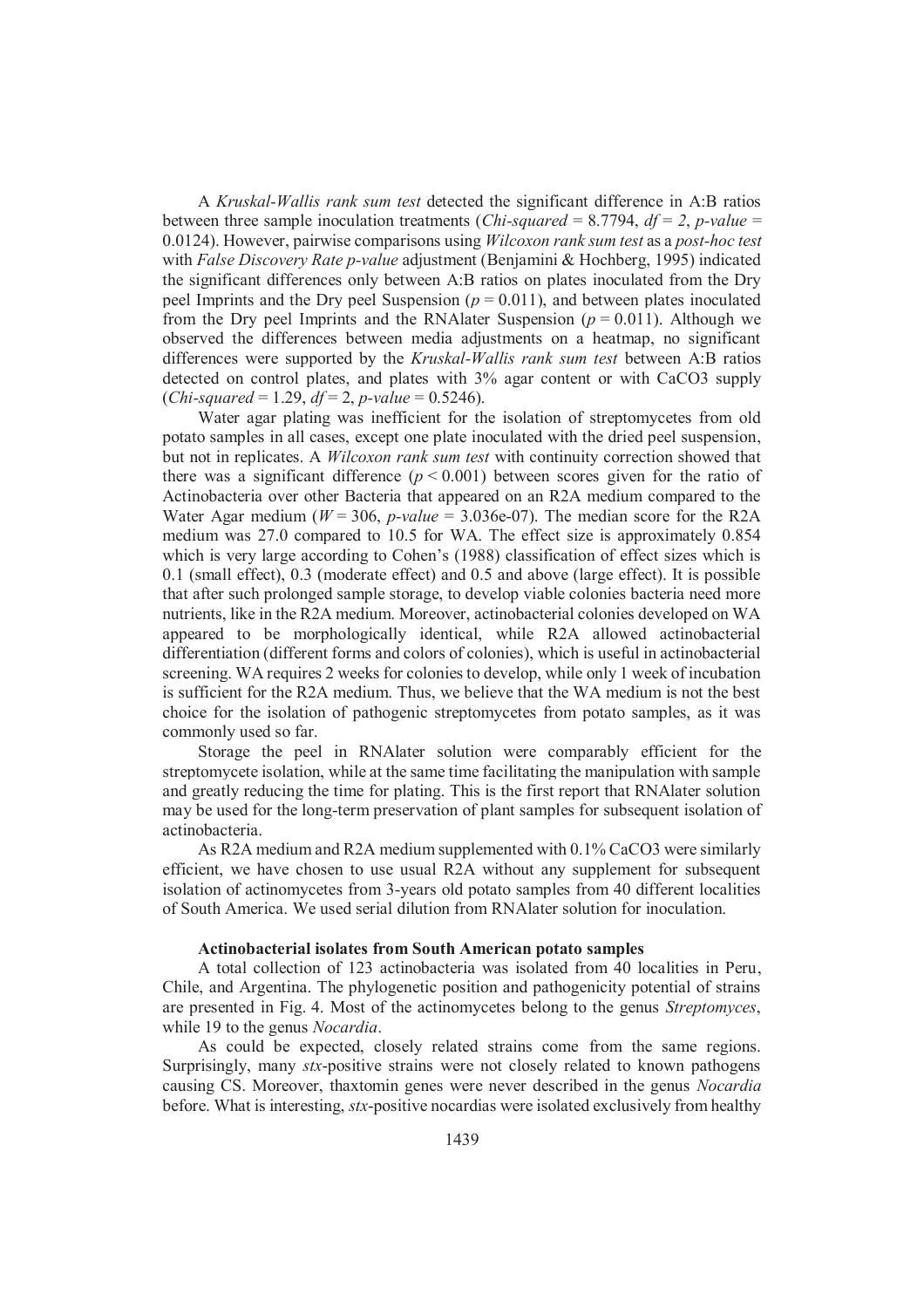A *Kruskal-Wallis rank sum test* detected the significant difference in A:B ratios between three sample inoculation treatments (*Chi-squared* = 8.7794, *df* = *2*, *p-value* = 0.0124). However, pairwise comparisons using *Wilcoxon rank sum test* as a *post-hoc test* with *False Discovery Rate p-value* adjustment (Benjamini & Hochberg, 1995) indicated the significant differences only between A:B ratios on plates inoculated from the Dry peel Imprints and the Dry peel Suspension ($p = 0.011$), and between plates inoculated from the Dry peel Imprints and the RNAlater Suspension ($p = 0.011$). Although we observed the differences between media adjustments on a heatmap, no significant differences were supported by the *Kruskal-Wallis rank sum test* between A:B ratios detected on control plates, and plates with 3% agar content or with $CaCO_3$ supply (*Chi-squared* = 1.29, *df* = 2, *p-value* = 0.5246).

Water agar plating was inefficient for the isolation of streptomycetes from old potato samples in all cases, except one plate inoculated with the dried peel suspension, but not in replicates. A *Wilcoxon rank sum test* with continuity correction showed that there was a significant difference ($p < 0.001$) between scores given for the ratio of Actinobacteria over other Bacteria that appeared on an R2A medium compared to the Water Agar medium ($W = 306$, *p-value* = 3.036e-07). The median score for the R2A medium was 27.0 compared to 10.5 for WA. The effect size is approximately 0.854 which is very large according to Cohen's (1988) classification of effect sizes which is 0.1 (small effect), 0.3 (moderate effect) and 0.5 and above (large effect). It is possible that after such prolonged sample storage, to develop viable colonies bacteria need more nutrients, like in the R2A medium. Moreover, actinobacterial colonies developed on WA appeared to be morphologically identical, while R2A allowed actinobacterial differentiation (different forms and colors of colonies), which is useful in actinobacterial screening. WA requires 2 weeks for colonies to develop, while only 1 week of incubation is sufficient for the R2A medium. Thus, we believe that the WA medium is not the best choice for the isolation of pathogenic streptomycetes from potato samples, as it was commonly used so far.

Storage the peel in RNAlater solution were comparably efficient for the streptomycete isolation, while at the same time facilitating the manipulation with sample and greatly reducing the time for plating. This is the first report that RNAlater solution may be used for the long-term preservation of plant samples for subsequent isolation of actinobacteria.

As R2A medium and R2A medium supplemented with 0.1% $CaCO_3$ were similarly efficient, we have chosen to use usual R2A without any supplement for subsequent isolation of actinomycetes from 3-years old potato samples from 40 different localities of South America. We used serial dilution from RNAlater solution for inoculation.

**Actinobacterial isolates from South American potato samples**

A total collection of 123 actinobacteria was isolated from 40 localities in Peru, Chile, and Argentina. The phylogenetic position and pathogenicity potential of strains are presented in Fig. 4. Most of the actinomycetes belong to the genus *Streptomyces*, while 19 to the genus *Nocardia*.

As could be expected, closely related strains come from the same regions. Surprisingly, many *stx*-positive strains were not closely related to known pathogens causing CS. Moreover, thaxtomin genes were never described in the genus *Nocardia* before. What is interesting, *stx*-positive nocardias were isolated exclusively from healthy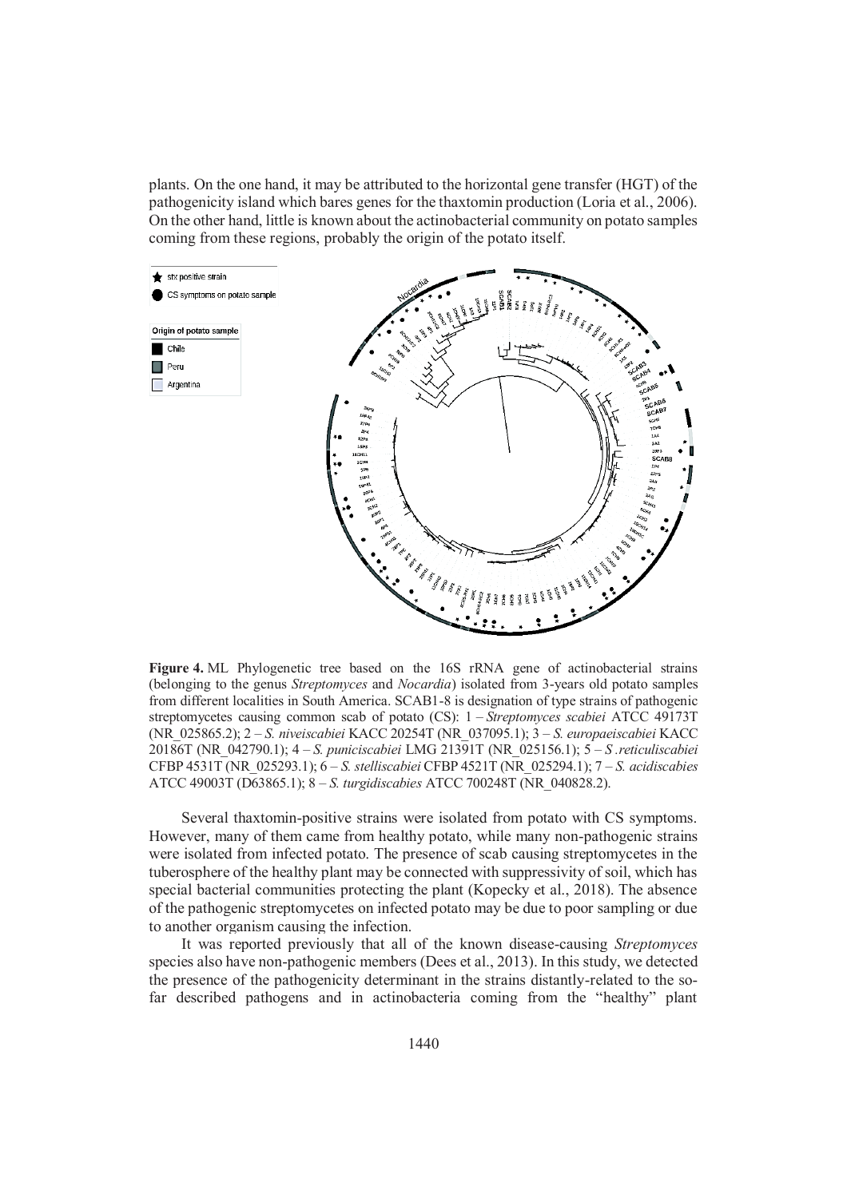plants. On the one hand, it may be attributed to the horizontal gene transfer (HGT) of the pathogenicity island which bares genes for the thaxtomin production (Loria et al., 2006). On the other hand, little is known about the actinobacterial community on potato samples coming from these regions, probably the origin of the potato itself.

**Figure 4.** ML Phylogenetic tree based on the 16S rRNA gene of actinobacterial strains (belonging to the genus *Streptomyces* and *Nocardia*) isolated from 3-years old potato samples from different localities in South America. SCAB1-8 is designation of type strains of pathogenic streptomycetes causing common scab of potato (CS): 1 – *Streptomyces scabiei* ATCC 49173T (NR_025865.2); 2 – *S. niveiscabiei* KACC 20254T (NR_037095.1); 3 – *S. europaeiscabiei* KACC 20186T (NR_042790.1); 4 – *S. puniciscabiei* LMG 21391T (NR_025156.1); 5 – *S .reticuliscabiei* CFBP 4531T (NR_025293.1); 6 – *S. stelliscabiei* CFBP 4521T (NR_025294.1); 7 – *S. acidiscabies* ATCC 49003T (D63865.1); 8 – *S. turgidiscabies* ATCC 700248T (NR_040828.2).

Several thaxtomin-positive strains were isolated from potato with CS symptoms. However, many of them came from healthy potato, while many non-pathogenic strains were isolated from infected potato. The presence of scab causing streptomycetes in the tuberosphere of the healthy plant may be connected with suppressivity of soil, which has special bacterial communities protecting the plant (Kopecky et al., 2018). The absence of the pathogenic streptomycetes on infected potato may be due to poor sampling or due to another organism causing the infection.

It was reported previously that all of the known disease-causing *Streptomyces* species also have non-pathogenic members (Dees et al., 2013). In this study, we detected the presence of the pathogenicity determinant in the strains distantly-related to the so-far described pathogens and in actinobacteria coming from the "healthy" plant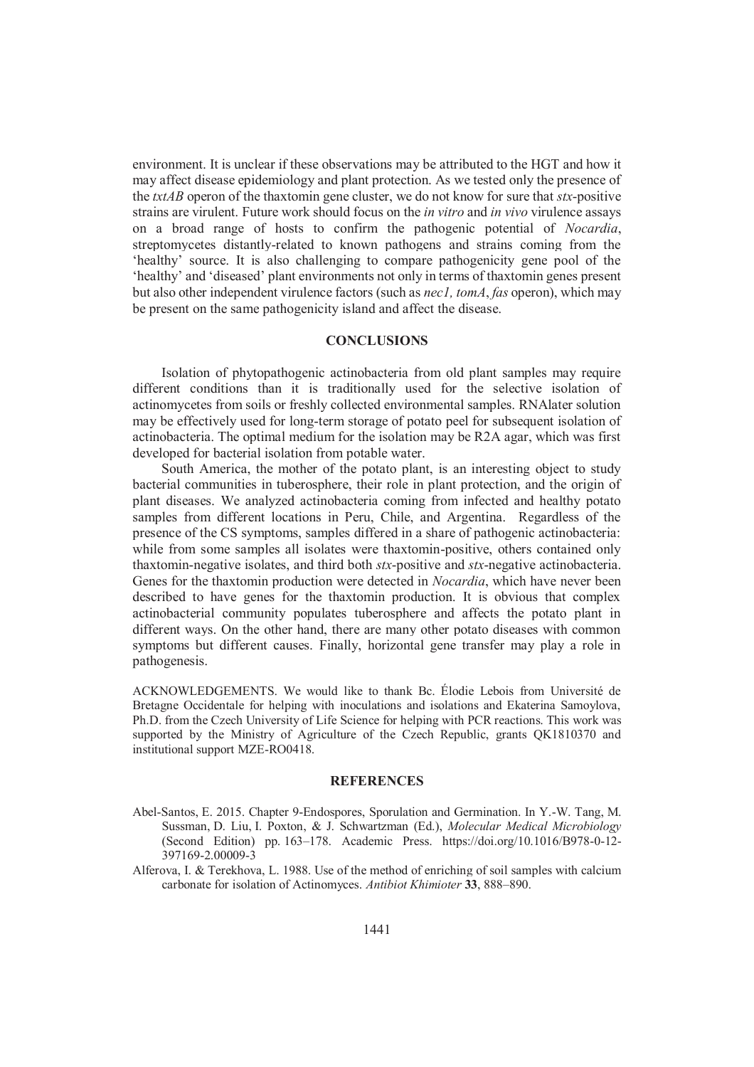environment. It is unclear if these observations may be attributed to the HGT and how it may affect disease epidemiology and plant protection. As we tested only the presence of the *txtAB* operon of the thaxtomin gene cluster, we do not know for sure that *stx*-positive strains are virulent. Future work should focus on the *in vitro* and *in vivo* virulence assays on a broad range of hosts to confirm the pathogenic potential of *Nocardia*, streptomycetes distantly-related to known pathogens and strains coming from the 'healthy' source. It is also challenging to compare pathogenicity gene pool of the 'healthy' and 'diseased' plant environments not only in terms of thaxtomin genes present but also other independent virulence factors (such as *nec1, tomA*, *fas* operon), which may be present on the same pathogenicity island and affect the disease.

## CONCLUSIONS

Isolation of phytopathogenic actinobacteria from old plant samples may require different conditions than it is traditionally used for the selective isolation of actinomycetes from soils or freshly collected environmental samples. RNAlater solution may be effectively used for long-term storage of potato peel for subsequent isolation of actinobacteria. The optimal medium for the isolation may be R2A agar, which was first developed for bacterial isolation from potable water.

South America, the mother of the potato plant, is an interesting object to study bacterial communities in tuberosphere, their role in plant protection, and the origin of plant diseases. We analyzed actinobacteria coming from infected and healthy potato samples from different locations in Peru, Chile, and Argentina. Regardless of the presence of the CS symptoms, samples differed in a share of pathogenic actinobacteria: while from some samples all isolates were thaxtomin-positive, others contained only thaxtomin-negative isolates, and third both *stx*-positive and *stx*-negative actinobacteria. Genes for the thaxtomin production were detected in *Nocardia*, which have never been described to have genes for the thaxtomin production. It is obvious that complex actinobacterial community populates tuberosphere and affects the potato plant in different ways. On the other hand, there are many other potato diseases with common symptoms but different causes. Finally, horizontal gene transfer may play a role in pathogenesis.

ACKNOWLEDGEMENTS. We would like to thank Bc. Élodie Lebois from Université de Bretagne Occidentale for helping with inoculations and isolations and Ekaterina Samoylova, Ph.D. from the Czech University of Life Science for helping with PCR reactions. This work was supported by the Ministry of Agriculture of the Czech Republic, grants QK1810370 and institutional support MZE-RO0418.

## REFERENCES

Abel-Santos, E. 2015. Chapter 9-Endospores, Sporulation and Germination. In Y.-W. Tang, M. Sussman, D. Liu, I. Poxton, & J. Schwartzman (Ed.), *Molecular Medical Microbiology* (Second Edition) pp. 163–178. Academic Press. https://doi.org/10.1016/B978-0-12-397169-2.00009-3

Alferova, I. & Terekhova, L. 1988. Use of the method of enriching of soil samples with calcium carbonate for isolation of Actinomyces. *Antibiot Khimioter* **33**, 888–890.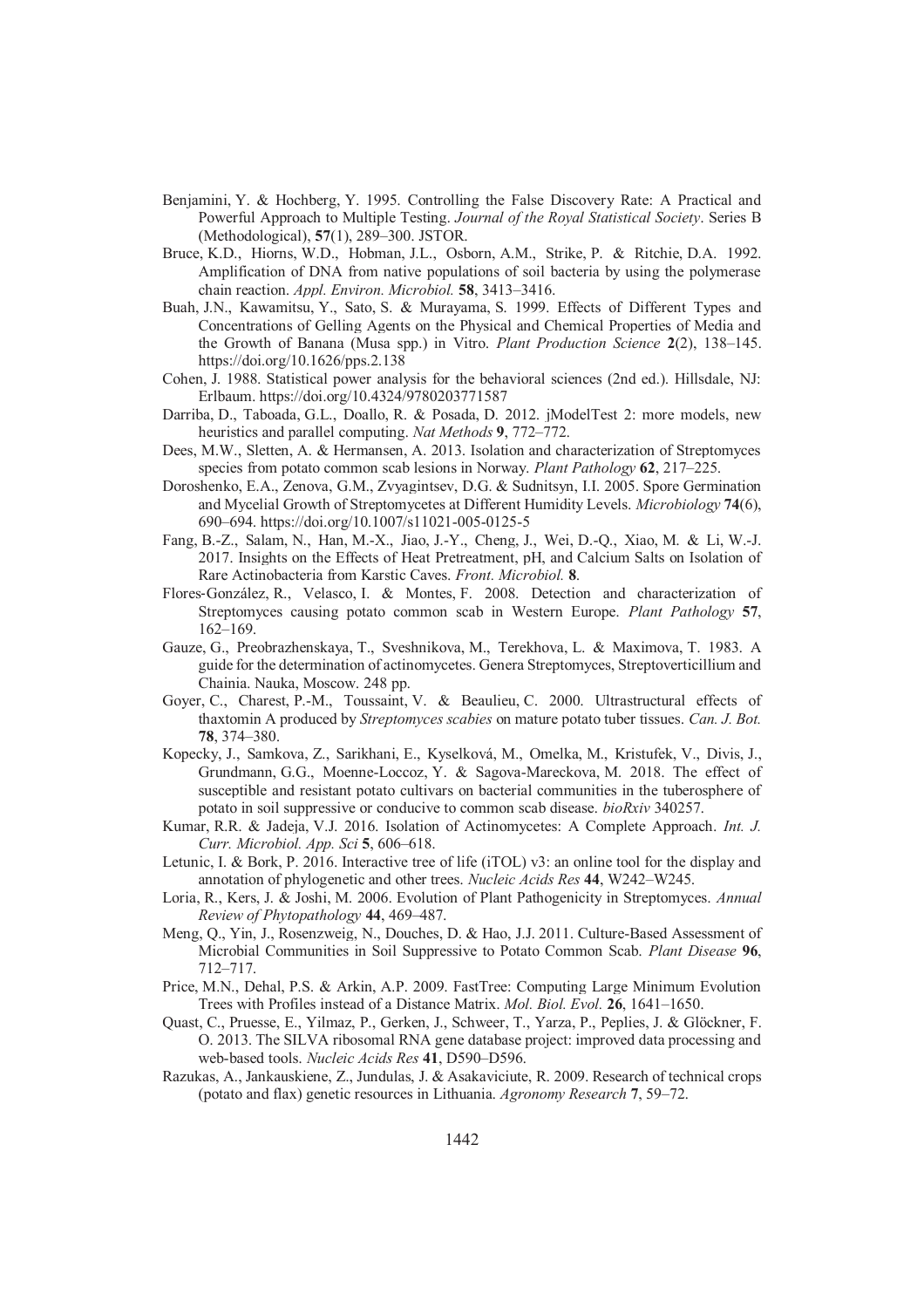Benjamini, Y. & Hochberg, Y. 1995. Controlling the False Discovery Rate: A Practical and Powerful Approach to Multiple Testing. *Journal of the Royal Statistical Society*. Series B (Methodological), **57**(1), 289–300. JSTOR.

Bruce, K.D., Hiorns, W.D., Hobman, J.L., Osborn, A.M., Strike, P. & Ritchie, D.A. 1992. Amplification of DNA from native populations of soil bacteria by using the polymerase chain reaction. *Appl. Environ. Microbiol.* **58**, 3413–3416.

Buah, J.N., Kawamitsu, Y., Sato, S. & Murayama, S. 1999. Effects of Different Types and Concentrations of Gelling Agents on the Physical and Chemical Properties of Media and the Growth of Banana (Musa spp.) in Vitro. *Plant Production Science* **2**(2), 138–145. https://doi.org/10.1626/pps.2.138

Cohen, J. 1988. Statistical power analysis for the behavioral sciences (2nd ed.). Hillsdale, NJ: Erlbaum. https://doi.org/10.4324/9780203771587

Darriba, D., Taboada, G.L., Doallo, R. & Posada, D. 2012. jModelTest 2: more models, new heuristics and parallel computing. *Nat Methods* **9**, 772–772.

Dees, M.W., Sletten, A. & Hermansen, A. 2013. Isolation and characterization of Streptomyces species from potato common scab lesions in Norway. *Plant Pathology* **62**, 217–225.

Doroshenko, E.A., Zenova, G.M., Zvyagintsev, D.G. & Sudnitsyn, I.I. 2005. Spore Germination and Mycelial Growth of Streptomycetes at Different Humidity Levels. *Microbiology* **74**(6), 690–694. https://doi.org/10.1007/s11021-005-0125-5

Fang, B.-Z., Salam, N., Han, M.-X., Jiao, J.-Y., Cheng, J., Wei, D.-Q., Xiao, M. & Li, W.-J. 2017. Insights on the Effects of Heat Pretreatment, pH, and Calcium Salts on Isolation of Rare Actinobacteria from Karstic Caves. *Front. Microbiol.* **8**.

Flores-González, R., Velasco, I. & Montes, F. 2008. Detection and characterization of Streptomyces causing potato common scab in Western Europe. *Plant Pathology* **57**, 162–169.

Gauze, G., Preobrazhenskaya, T., Sveshnikova, M., Terekhova, L. & Maximova, T. 1983. A guide for the determination of actinomycetes. Genera Streptomyces, Streptoverticillium and Chainia. Nauka, Moscow. 248 pp.

Goyer, C., Charest, P.-M., Toussaint, V. & Beaulieu, C. 2000. Ultrastructural effects of thaxtomin A produced by *Streptomyces scabies* on mature potato tuber tissues. *Can. J. Bot.* **78**, 374–380.

Kopecky, J., Samkova, Z., Sarikhani, E., Kyselková, M., Omelka, M., Kristufek, V., Divis, J., Grundmann, G.G., Moenne-Loccoz, Y. & Sagova-Mareckova, M. 2018. The effect of susceptible and resistant potato cultivars on bacterial communities in the tuberosphere of potato in soil suppressive or conducive to common scab disease. *bioRxiv* 340257.

Kumar, R.R. & Jadeja, V.J. 2016. Isolation of Actinomycetes: A Complete Approach. *Int. J. Curr. Microbiol. App. Sci* **5**, 606–618.

Letunic, I. & Bork, P. 2016. Interactive tree of life (iTOL) v3: an online tool for the display and annotation of phylogenetic and other trees. *Nucleic Acids Res* **44**, W242–W245.

Loria, R., Kers, J. & Joshi, M. 2006. Evolution of Plant Pathogenicity in Streptomyces. *Annual Review of Phytopathology* **44**, 469–487.

Meng, Q., Yin, J., Rosenzweig, N., Douches, D. & Hao, J.J. 2011. Culture-Based Assessment of Microbial Communities in Soil Suppressive to Potato Common Scab. *Plant Disease* **96**, 712–717.

Price, M.N., Dehal, P.S. & Arkin, A.P. 2009. FastTree: Computing Large Minimum Evolution Trees with Profiles instead of a Distance Matrix. *Mol. Biol. Evol.* **26**, 1641–1650.

Quast, C., Pruesse, E., Yilmaz, P., Gerken, J., Schweer, T., Yarza, P., Peplies, J. & Glöckner, F. O. 2013. The SILVA ribosomal RNA gene database project: improved data processing and web-based tools. *Nucleic Acids Res* **41**, D590–D596.

Razukas, A., Jankauskiene, Z., Jundulas, J. & Asakaviciute, R. 2009. Research of technical crops (potato and flax) genetic resources in Lithuania. *Agronomy Research* **7**, 59–72.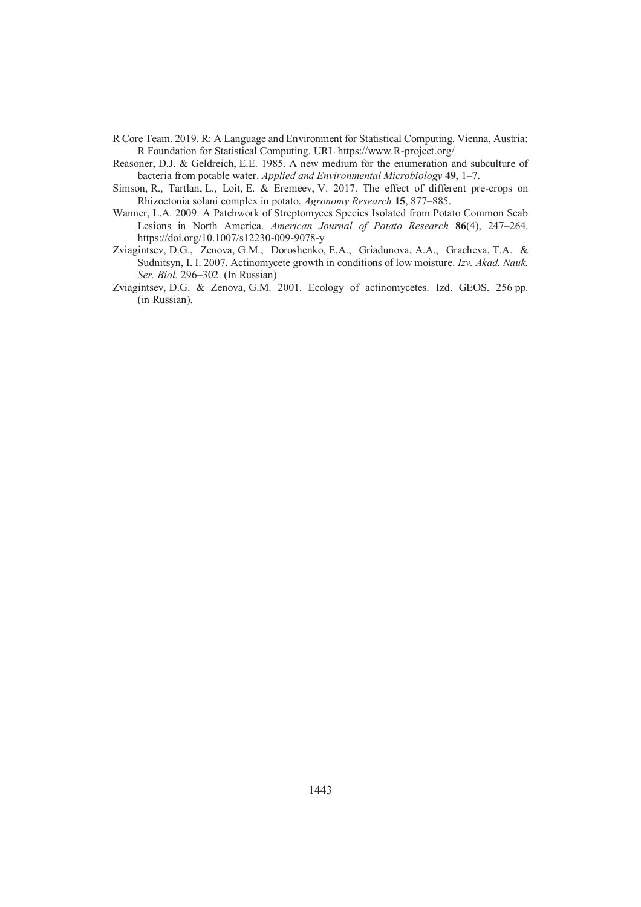R Core Team. 2019. R: A Language and Environment for Statistical Computing. Vienna, Austria: R Foundation for Statistical Computing. URL https://www.R-project.org/

Reasoner, D.J. & Geldreich, E.E. 1985. A new medium for the enumeration and subculture of bacteria from potable water. *Applied and Environmental Microbiology* **49**, 1–7.

Simson, R., Tartlan, L., Loit, E. & Eremeev, V. 2017. The effect of different pre-crops on Rhizoctonia solani complex in potato. *Agronomy Research* **15**, 877–885.

Wanner, L.A. 2009. A Patchwork of Streptomyces Species Isolated from Potato Common Scab Lesions in North America. *American Journal of Potato Research* **86**(4), 247–264. https://doi.org/10.1007/s12230-009-9078-y

Zviagintsev, D.G., Zenova, G.M., Doroshenko, E.A., Griadunova, A.A., Gracheva, T.A. & Sudnitsyn, I. I. 2007. Actinomycete growth in conditions of low moisture. *Izv. Akad. Nauk. Ser. Biol.* 296–302. (In Russian)

Zviagintsev, D.G. & Zenova, G.M. 2001. Ecology of actinomycetes. Izd. GEOS. 256 pp. (in Russian).